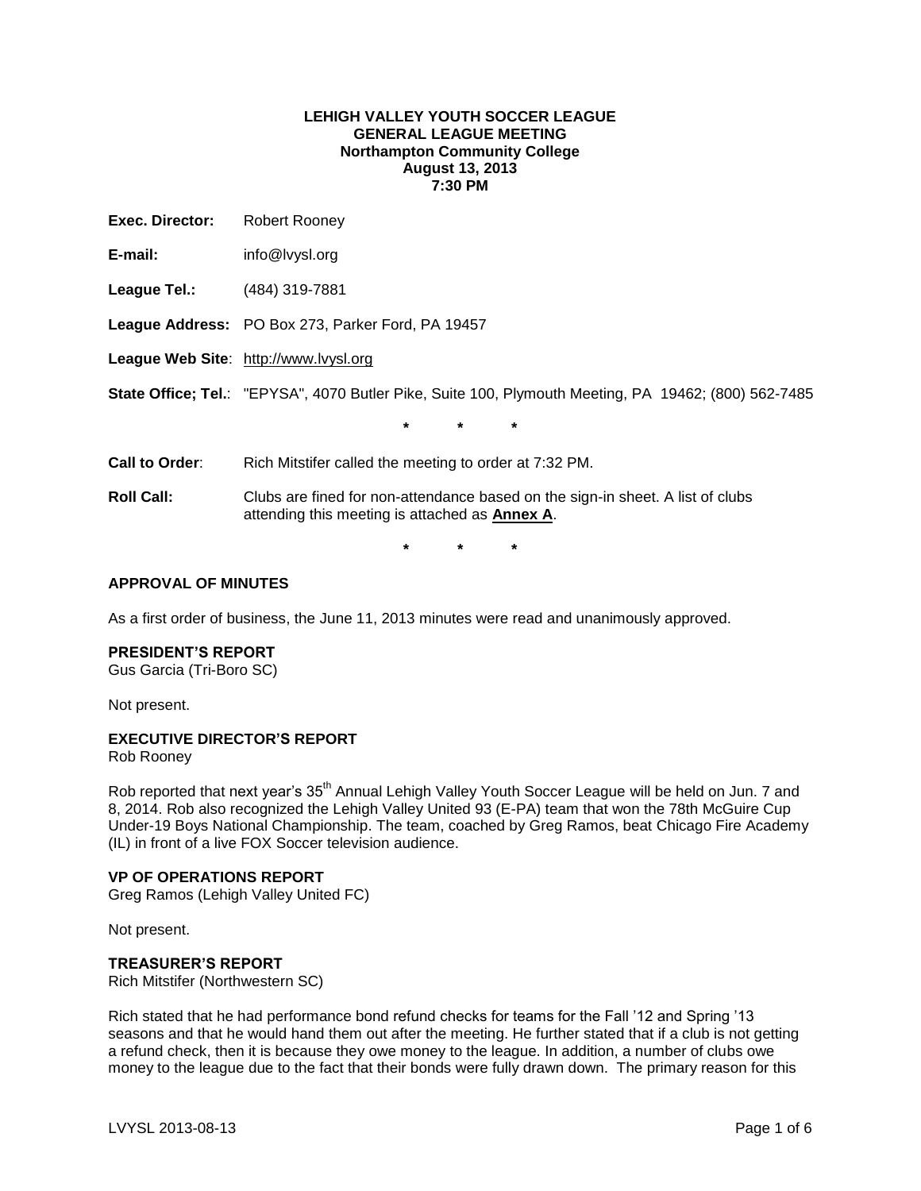**LEHIGH VALLEY YOUTH SOCCER LEAGUE**
**GENERAL LEAGUE MEETING**
**Northampton Community College**
**August 13, 2013**
**7:30 PM**

**Exec. Director:** Robert Rooney

**E-mail:** info@lvysl.org

**League Tel.:** (484) 319-7881

**League Address:** PO Box 273, Parker Ford, PA 19457

**League Web Site**: http://www.lvysl.org

**State Office; Tel.**: "EPYSA", 4070 Butler Pike, Suite 100, Plymouth Meeting, PA 19462; (800) 562-7485

\* \* \*

**Call to Order**: Rich Mitstifer called the meeting to order at 7:32 PM.

**Roll Call:** Clubs are fined for non-attendance based on the sign-in sheet. A list of clubs attending this meeting is attached as **Annex A**.

\* \* \*

### APPROVAL OF MINUTES

As a first order of business, the June 11, 2013 minutes were read and unanimously approved.

### PRESIDENT'S REPORT

Gus Garcia (Tri-Boro SC)

Not present.

### EXECUTIVE DIRECTOR'S REPORT

Rob Rooney

Rob reported that next year's 35th Annual Lehigh Valley Youth Soccer League will be held on Jun. 7 and 8, 2014. Rob also recognized the Lehigh Valley United 93 (E-PA) team that won the 78th McGuire Cup Under-19 Boys National Championship. The team, coached by Greg Ramos, beat Chicago Fire Academy (IL) in front of a live FOX Soccer television audience.

### VP OF OPERATIONS REPORT

Greg Ramos (Lehigh Valley United FC)

Not present.

### TREASURER'S REPORT

Rich Mitstifer (Northwestern SC)

Rich stated that he had performance bond refund checks for teams for the Fall '12 and Spring '13 seasons and that he would hand them out after the meeting. He further stated that if a club is not getting a refund check, then it is because they owe money to the league. In addition, a number of clubs owe money to the league due to the fact that their bonds were fully drawn down. The primary reason for this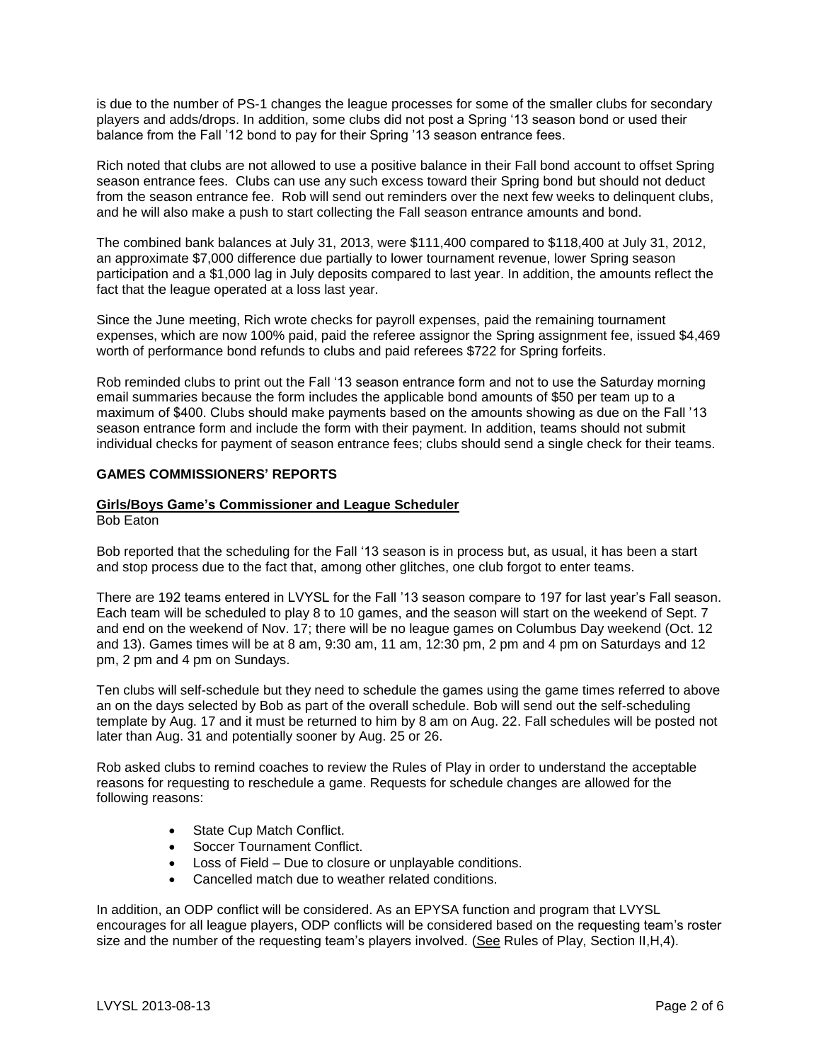is due to the number of PS-1 changes the league processes for some of the smaller clubs for secondary players and adds/drops. In addition, some clubs did not post a Spring '13 season bond or used their balance from the Fall '12 bond to pay for their Spring '13 season entrance fees.

Rich noted that clubs are not allowed to use a positive balance in their Fall bond account to offset Spring season entrance fees. Clubs can use any such excess toward their Spring bond but should not deduct from the season entrance fee. Rob will send out reminders over the next few weeks to delinquent clubs, and he will also make a push to start collecting the Fall season entrance amounts and bond.

The combined bank balances at July 31, 2013, were $111,400 compared to $118,400 at July 31, 2012, an approximate $7,000 difference due partially to lower tournament revenue, lower Spring season participation and a $1,000 lag in July deposits compared to last year. In addition, the amounts reflect the fact that the league operated at a loss last year.

Since the June meeting, Rich wrote checks for payroll expenses, paid the remaining tournament expenses, which are now 100% paid, paid the referee assignor the Spring assignment fee, issued $4,469 worth of performance bond refunds to clubs and paid referees $722 for Spring forfeits.

Rob reminded clubs to print out the Fall '13 season entrance form and not to use the Saturday morning email summaries because the form includes the applicable bond amounts of $50 per team up to a maximum of $400. Clubs should make payments based on the amounts showing as due on the Fall '13 season entrance form and include the form with their payment. In addition, teams should not submit individual checks for payment of season entrance fees; clubs should send a single check for their teams.

## GAMES COMMISSIONERS' REPORTS

### Girls/Boys Game's Commissioner and League Scheduler

Bob Eaton

Bob reported that the scheduling for the Fall '13 season is in process but, as usual, it has been a start and stop process due to the fact that, among other glitches, one club forgot to enter teams.

There are 192 teams entered in LVYSL for the Fall '13 season compare to 197 for last year's Fall season. Each team will be scheduled to play 8 to 10 games, and the season will start on the weekend of Sept. 7 and end on the weekend of Nov. 17; there will be no league games on Columbus Day weekend (Oct. 12 and 13). Games times will be at 8 am, 9:30 am, 11 am, 12:30 pm, 2 pm and 4 pm on Saturdays and 12 pm, 2 pm and 4 pm on Sundays.

Ten clubs will self-schedule but they need to schedule the games using the game times referred to above an on the days selected by Bob as part of the overall schedule. Bob will send out the self-scheduling template by Aug. 17 and it must be returned to him by 8 am on Aug. 22. Fall schedules will be posted not later than Aug. 31 and potentially sooner by Aug. 25 or 26.

Rob asked clubs to remind coaches to review the Rules of Play in order to understand the acceptable reasons for requesting to reschedule a game. Requests for schedule changes are allowed for the following reasons:

- State Cup Match Conflict.
- Soccer Tournament Conflict.
- Loss of Field – Due to closure or unplayable conditions.
- Cancelled match due to weather related conditions.

In addition, an ODP conflict will be considered. As an EPYSA function and program that LVYSL encourages for all league players, ODP conflicts will be considered based on the requesting team's roster size and the number of the requesting team's players involved. (See Rules of Play, Section II,H,4).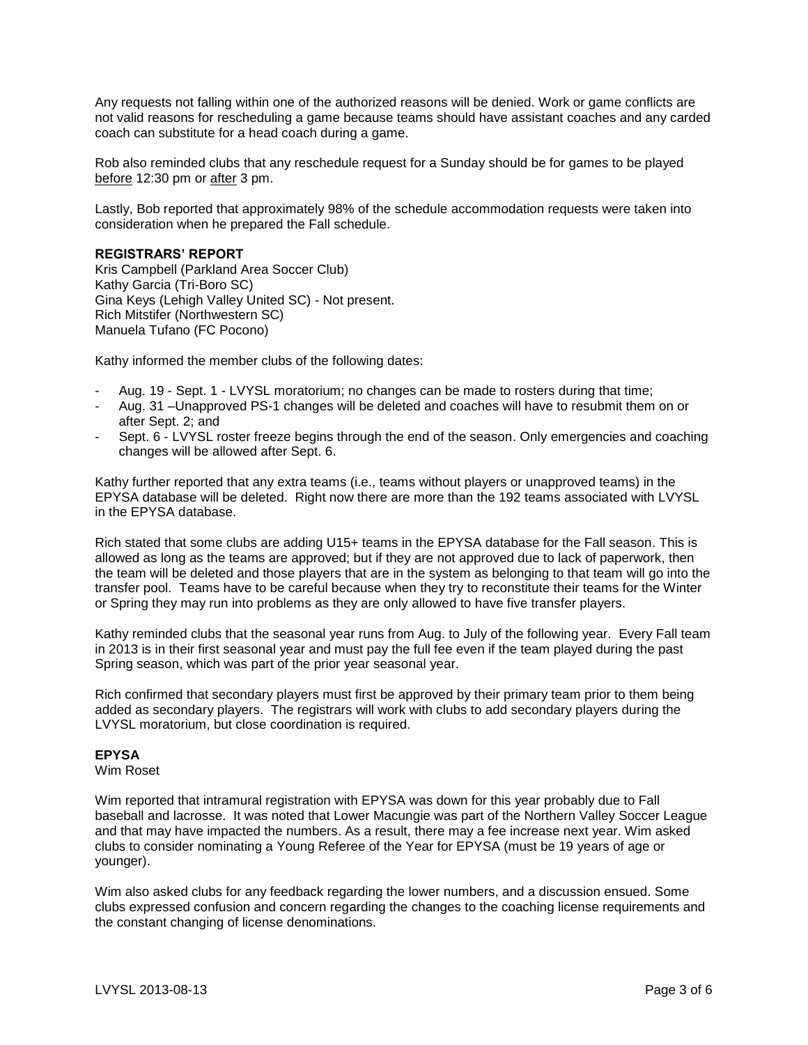Any requests not falling within one of the authorized reasons will be denied. Work or game conflicts are not valid reasons for rescheduling a game because teams should have assistant coaches and any carded coach can substitute for a head coach during a game.

Rob also reminded clubs that any reschedule request for a Sunday should be for games to be played before 12:30 pm or after 3 pm.

Lastly, Bob reported that approximately 98% of the schedule accommodation requests were taken into consideration when he prepared the Fall schedule.

**REGISTRARS' REPORT**
Kris Campbell (Parkland Area Soccer Club)
Kathy Garcia (Tri-Boro SC)
Gina Keys (Lehigh Valley United SC) - Not present.
Rich Mitstifer (Northwestern SC)
Manuela Tufano (FC Pocono)

Kathy informed the member clubs of the following dates:

- Aug. 19 - Sept. 1 - LVYSL moratorium; no changes can be made to rosters during that time;
- Aug. 31 –Unapproved PS-1 changes will be deleted and coaches will have to resubmit them on or after Sept. 2; and
- Sept. 6 - LVYSL roster freeze begins through the end of the season. Only emergencies and coaching changes will be allowed after Sept. 6.

Kathy further reported that any extra teams (i.e., teams without players or unapproved teams) in the EPYSA database will be deleted. Right now there are more than the 192 teams associated with LVYSL in the EPYSA database.

Rich stated that some clubs are adding U15+ teams in the EPYSA database for the Fall season. This is allowed as long as the teams are approved; but if they are not approved due to lack of paperwork, then the team will be deleted and those players that are in the system as belonging to that team will go into the transfer pool. Teams have to be careful because when they try to reconstitute their teams for the Winter or Spring they may run into problems as they are only allowed to have five transfer players.

Kathy reminded clubs that the seasonal year runs from Aug. to July of the following year. Every Fall team in 2013 is in their first seasonal year and must pay the full fee even if the team played during the past Spring season, which was part of the prior year seasonal year.

Rich confirmed that secondary players must first be approved by their primary team prior to them being added as secondary players. The registrars will work with clubs to add secondary players during the LVYSL moratorium, but close coordination is required.

**EPYSA**
Wim Roset

Wim reported that intramural registration with EPYSA was down for this year probably due to Fall baseball and lacrosse. It was noted that Lower Macungie was part of the Northern Valley Soccer League and that may have impacted the numbers. As a result, there may a fee increase next year. Wim asked clubs to consider nominating a Young Referee of the Year for EPYSA (must be 19 years of age or younger).

Wim also asked clubs for any feedback regarding the lower numbers, and a discussion ensued. Some clubs expressed confusion and concern regarding the changes to the coaching license requirements and the constant changing of license denominations.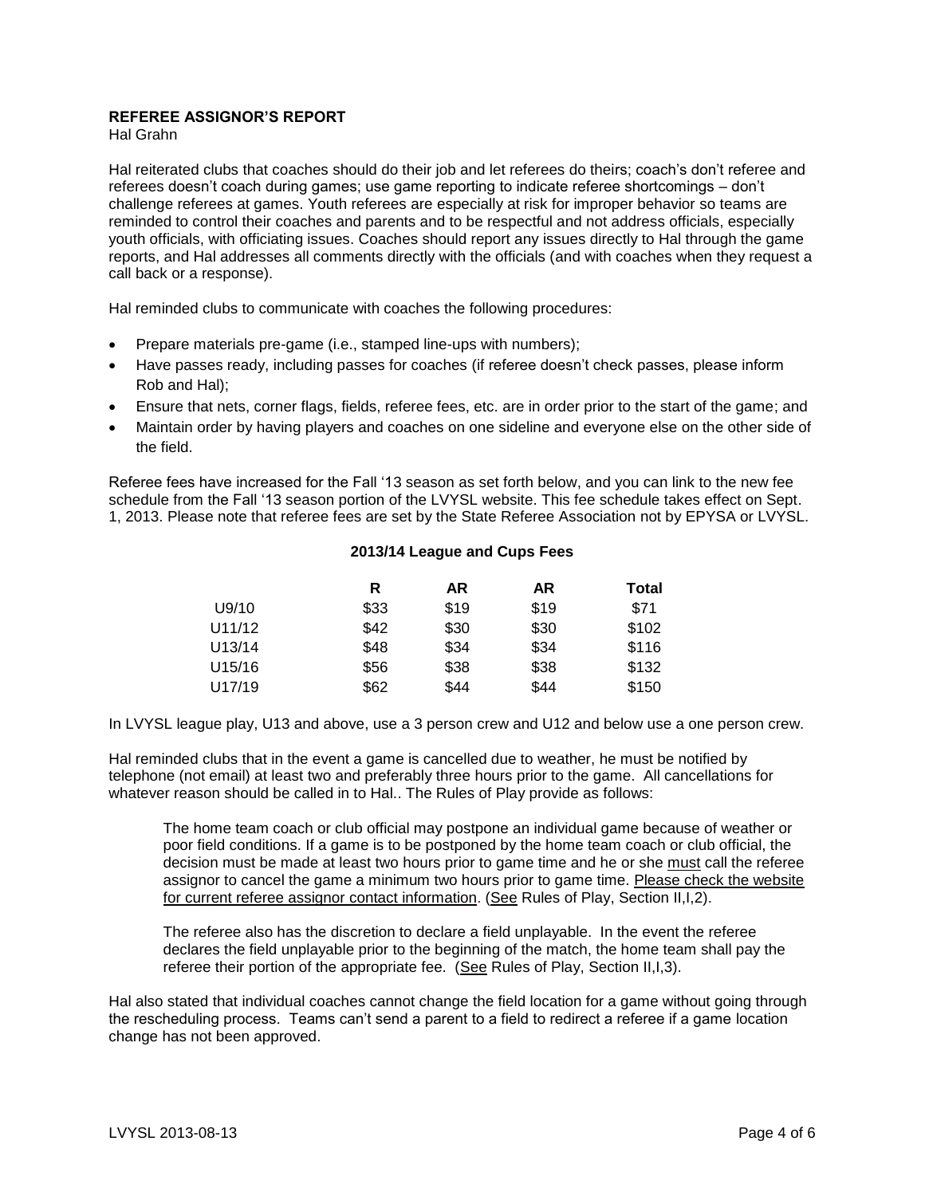**REFEREE ASSIGNOR'S REPORT**
Hal Grahn

Hal reiterated clubs that coaches should do their job and let referees do theirs; coach's don't referee and referees doesn't coach during games; use game reporting to indicate referee shortcomings – don't challenge referees at games. Youth referees are especially at risk for improper behavior so teams are reminded to control their coaches and parents and to be respectful and not address officials, especially youth officials, with officiating issues. Coaches should report any issues directly to Hal through the game reports, and Hal addresses all comments directly with the officials (and with coaches when they request a call back or a response).

Hal reminded clubs to communicate with coaches the following procedures:

- Prepare materials pre-game (i.e., stamped line-ups with numbers);
- Have passes ready, including passes for coaches (if referee doesn't check passes, please inform Rob and Hal);
- Ensure that nets, corner flags, fields, referee fees, etc. are in order prior to the start of the game; and
- Maintain order by having players and coaches on one sideline and everyone else on the other side of the field.

Referee fees have increased for the Fall '13 season as set forth below, and you can link to the new fee schedule from the Fall '13 season portion of the LVYSL website. This fee schedule takes effect on Sept. 1, 2013. Please note that referee fees are set by the State Referee Association not by EPYSA or LVYSL.

**2013/14 League and Cups Fees**

| | R | AR | AR | Total |
|---|---|---|---|---|
| U9/10 | $33 | $19 | $19 | $71 |
| U11/12 | $42 | $30 | $30 | $102 |
| U13/14 | $48 | $34 | $34 | $116 |
| U15/16 | $56 | $38 | $38 | $132 |
| U17/19 | $62 | $44 | $44 | $150 |

In LVYSL league play, U13 and above, use a 3 person crew and U12 and below use a one person crew.

Hal reminded clubs that in the event a game is cancelled due to weather, he must be notified by telephone (not email) at least two and preferably three hours prior to the game. All cancellations for whatever reason should be called in to Hal.. The Rules of Play provide as follows:

> The home team coach or club official may postpone an individual game because of weather or poor field conditions. If a game is to be postponed by the home team coach or club official, the decision must be made at least two hours prior to game time and he or she must call the referee assignor to cancel the game a minimum two hours prior to game time. Please check the website for current referee assignor contact information. (See Rules of Play, Section II,I,2).
>
> The referee also has the discretion to declare a field unplayable. In the event the referee declares the field unplayable prior to the beginning of the match, the home team shall pay the referee their portion of the appropriate fee. (See Rules of Play, Section II,I,3).

Hal also stated that individual coaches cannot change the field location for a game without going through the rescheduling process. Teams can't send a parent to a field to redirect a referee if a game location change has not been approved.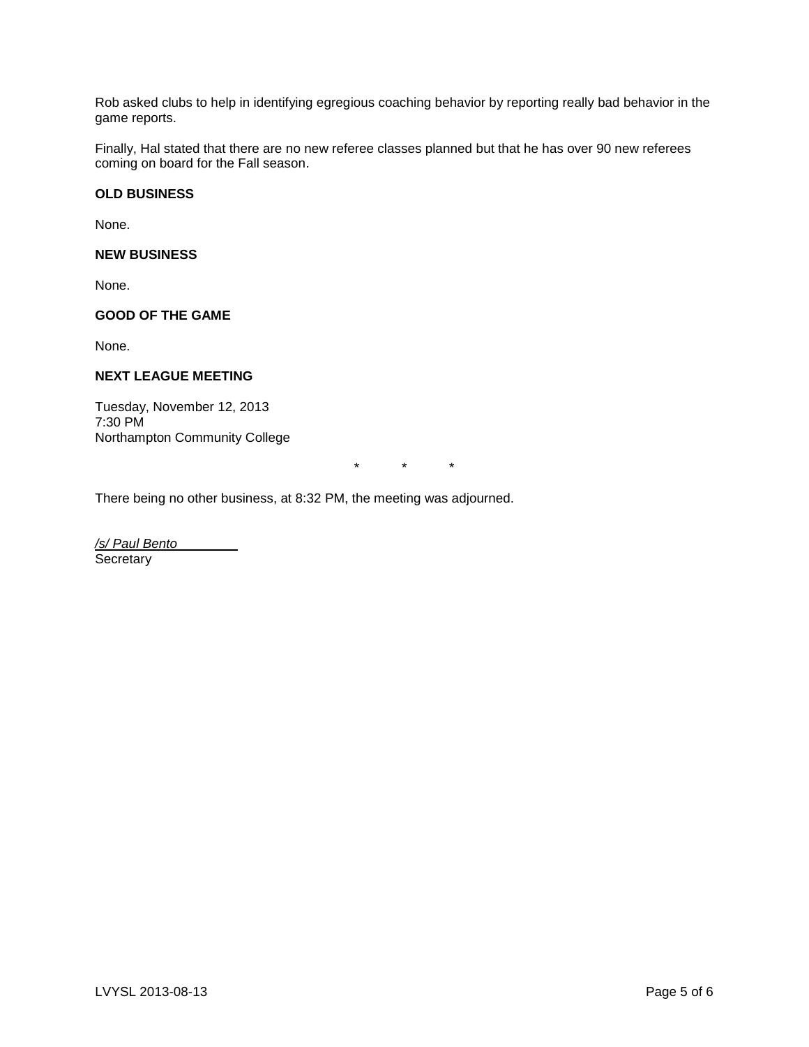Rob asked clubs to help in identifying egregious coaching behavior by reporting really bad behavior in the game reports.

Finally, Hal stated that there are no new referee classes planned but that he has over 90 new referees coming on board for the Fall season.

**OLD BUSINESS**

None.

**NEW BUSINESS**

None.

**GOOD OF THE GAME**

None.

**NEXT LEAGUE MEETING**

Tuesday, November 12, 2013
7:30 PM
Northampton Community College

\* \* \*

There being no other business, at 8:32 PM, the meeting was adjourned.

*/s/ Paul Bento*
Secretary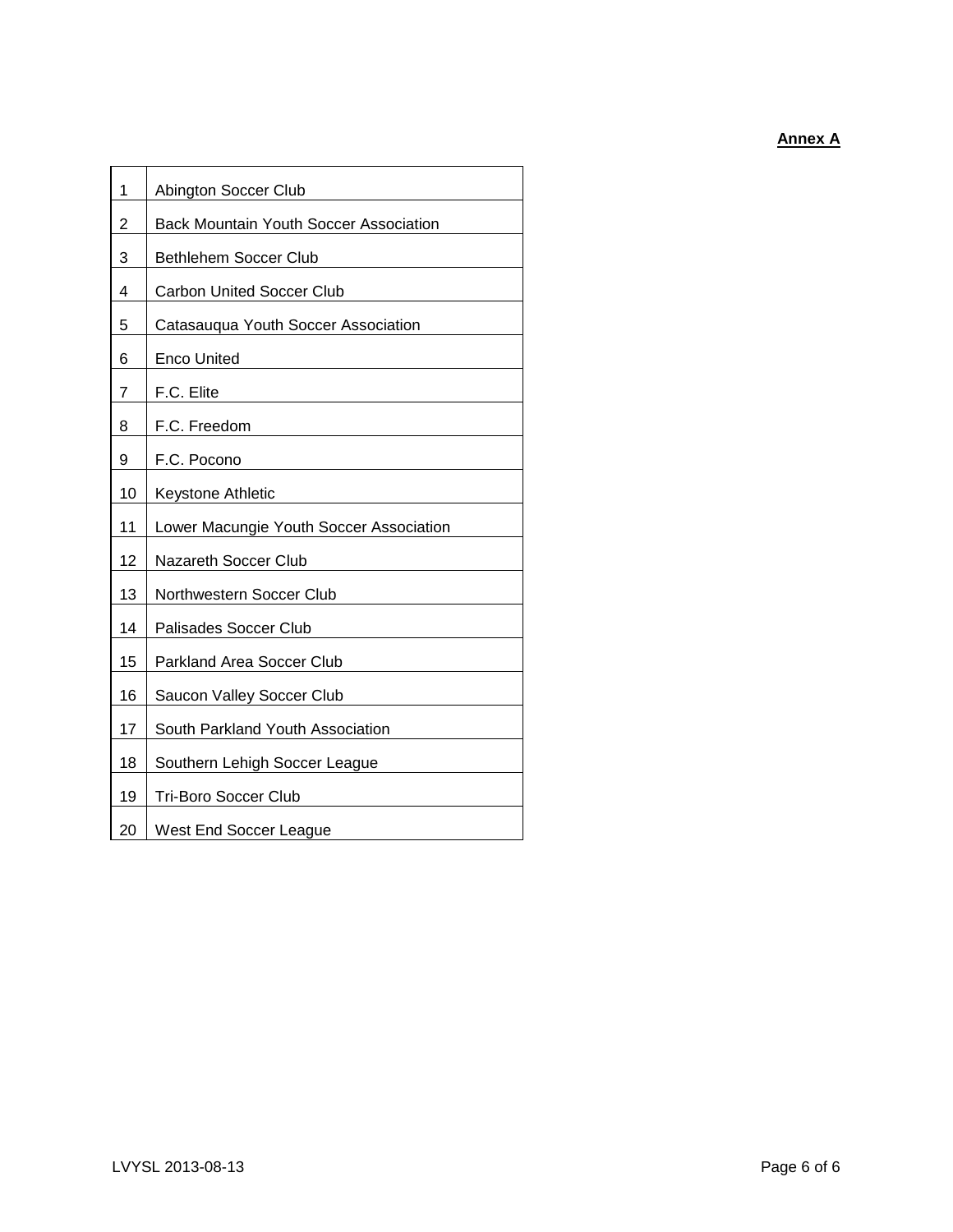**Annex A**

| | |
|---|---|
| 1 | Abington Soccer Club |
| 2 | Back Mountain Youth Soccer Association |
| 3 | Bethlehem Soccer Club |
| 4 | Carbon United Soccer Club |
| 5 | Catasauqua Youth Soccer Association |
| 6 | Enco United |
| 7 | F.C. Elite |
| 8 | F.C. Freedom |
| 9 | F.C. Pocono |
| 10 | Keystone Athletic |
| 11 | Lower Macungie Youth Soccer Association |
| 12 | Nazareth Soccer Club |
| 13 | Northwestern Soccer Club |
| 14 | Palisades Soccer Club |
| 15 | Parkland Area Soccer Club |
| 16 | Saucon Valley Soccer Club |
| 17 | South Parkland Youth Association |
| 18 | Southern Lehigh Soccer League |
| 19 | Tri-Boro Soccer Club |
| 20 | West End Soccer League |